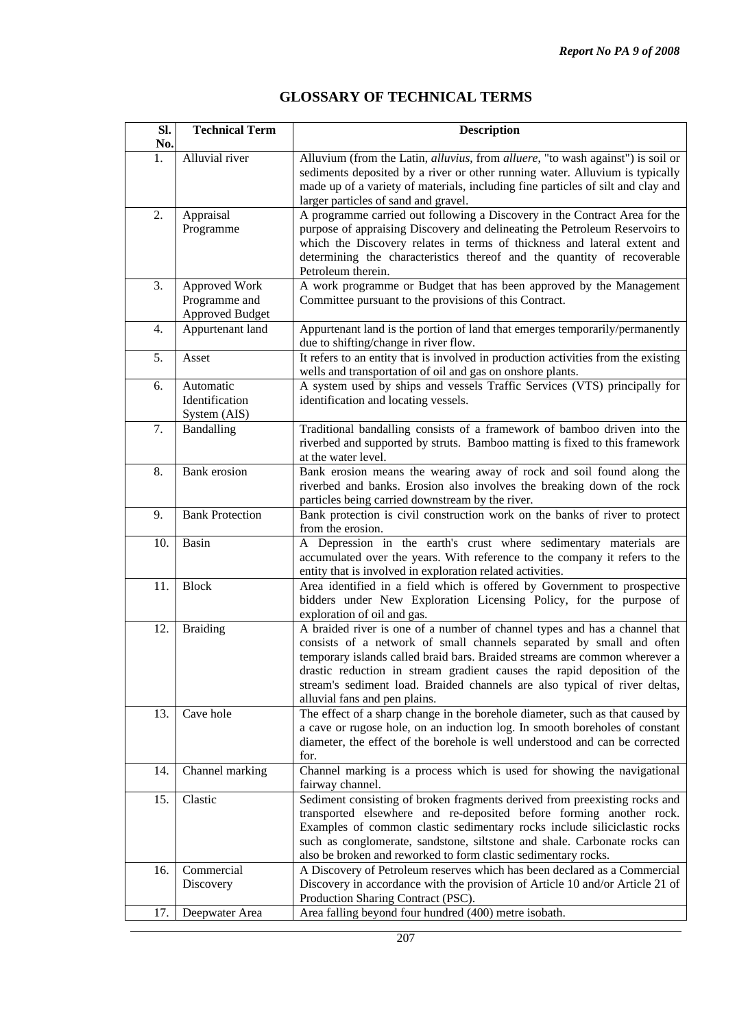# GLOSSARY OF TECHNICAL TERMS

| Sl. No. | Technical Term | Description |
|---|---|---|
| 1. | Alluvial river | Alluvium (from the Latin, *alluvius*, from *alluere*, "to wash against") is soil or sediments deposited by a river or other running water. Alluvium is typically made up of a variety of materials, including fine particles of silt and clay and larger particles of sand and gravel. |
| 2. | Appraisal Programme | A programme carried out following a Discovery in the Contract Area for the purpose of appraising Discovery and delineating the Petroleum Reservoirs to which the Discovery relates in terms of thickness and lateral extent and determining the characteristics thereof and the quantity of recoverable Petroleum therein. |
| 3. | Approved Work Programme and Approved Budget | A work programme or Budget that has been approved by the Management Committee pursuant to the provisions of this Contract. |
| 4. | Appurtenant land | Appurtenant land is the portion of land that emerges temporarily/permanently due to shifting/change in river flow. |
| 5. | Asset | It refers to an entity that is involved in production activities from the existing wells and transportation of oil and gas on onshore plants. |
| 6. | Automatic Identification System (AIS) | A system used by ships and vessels Traffic Services (VTS) principally for identification and locating vessels. |
| 7. | Bandalling | Traditional bandalling consists of a framework of bamboo driven into the riverbed and supported by struts. Bamboo matting is fixed to this framework at the water level. |
| 8. | Bank erosion | Bank erosion means the wearing away of rock and soil found along the riverbed and banks. Erosion also involves the breaking down of the rock particles being carried downstream by the river. |
| 9. | Bank Protection | Bank protection is civil construction work on the banks of river to protect from the erosion. |
| 10. | Basin | A Depression in the earth's crust where sedimentary materials are accumulated over the years. With reference to the company it refers to the entity that is involved in exploration related activities. |
| 11. | Block | Area identified in a field which is offered by Government to prospective bidders under New Exploration Licensing Policy, for the purpose of exploration of oil and gas. |
| 12. | Braiding | A braided river is one of a number of channel types and has a channel that consists of a network of small channels separated by small and often temporary islands called braid bars. Braided streams are common wherever a drastic reduction in stream gradient causes the rapid deposition of the stream's sediment load. Braided channels are also typical of river deltas, alluvial fans and pen plains. |
| 13. | Cave hole | The effect of a sharp change in the borehole diameter, such as that caused by a cave or rugose hole, on an induction log. In smooth boreholes of constant diameter, the effect of the borehole is well understood and can be corrected for. |
| 14. | Channel marking | Channel marking is a process which is used for showing the navigational fairway channel. |
| 15. | Clastic | Sediment consisting of broken fragments derived from preexisting rocks and transported elsewhere and re-deposited before forming another rock. Examples of common clastic sedimentary rocks include siliciclastic rocks such as conglomerate, sandstone, siltstone and shale. Carbonate rocks can also be broken and reworked to form clastic sedimentary rocks. |
| 16. | Commercial Discovery | A Discovery of Petroleum reserves which has been declared as a Commercial Discovery in accordance with the provision of Article 10 and/or Article 21 of Production Sharing Contract (PSC). |
| 17. | Deepwater Area | Area falling beyond four hundred (400) metre isobath. |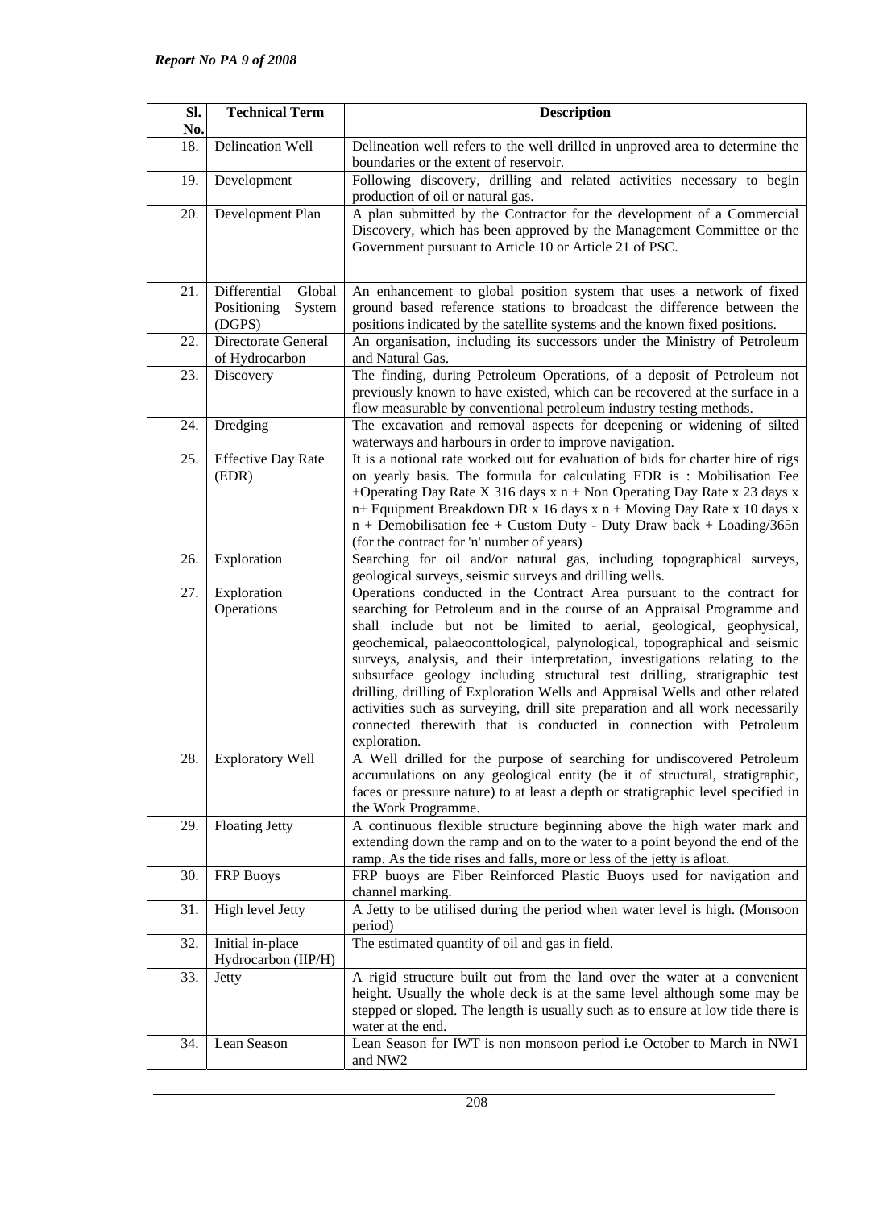| Sl. No. | Technical Term | Description |
|---|---|---|
| 18. | Delineation Well | Delineation well refers to the well drilled in unproved area to determine the boundaries or the extent of reservoir. |
| 19. | Development | Following discovery, drilling and related activities necessary to begin production of oil or natural gas. |
| 20. | Development Plan | A plan submitted by the Contractor for the development of a Commercial Discovery, which has been approved by the Management Committee or the Government pursuant to Article 10 or Article 21 of PSC. |
| 21. | Differential Global Positioning System (DGPS) | An enhancement to global position system that uses a network of fixed ground based reference stations to broadcast the difference between the positions indicated by the satellite systems and the known fixed positions. |
| 22. | Directorate General of Hydrocarbon | An organisation, including its successors under the Ministry of Petroleum and Natural Gas. |
| 23. | Discovery | The finding, during Petroleum Operations, of a deposit of Petroleum not previously known to have existed, which can be recovered at the surface in a flow measurable by conventional petroleum industry testing methods. |
| 24. | Dredging | The excavation and removal aspects for deepening or widening of silted waterways and harbours in order to improve navigation. |
| 25. | Effective Day Rate (EDR) | It is a notional rate worked out for evaluation of bids for charter hire of rigs on yearly basis. The formula for calculating EDR is : Mobilisation Fee +Operating Day Rate X 316 days x n + Non Operating Day Rate x 23 days x n+ Equipment Breakdown DR x 16 days x n + Moving Day Rate x 10 days x n + Demobilisation fee + Custom Duty - Duty Draw back + Loading/365n (for the contract for 'n' number of years) |
| 26. | Exploration | Searching for oil and/or natural gas, including topographical surveys, geological surveys, seismic surveys and drilling wells. |
| 27. | Exploration Operations | Operations conducted in the Contract Area pursuant to the contract for searching for Petroleum and in the course of an Appraisal Programme and shall include but not be limited to aerial, geological, geophysical, geochemical, palaeoconttological, palynological, topographical and seismic surveys, analysis, and their interpretation, investigations relating to the subsurface geology including structural test drilling, stratigraphic test drilling, drilling of Exploration Wells and Appraisal Wells and other related activities such as surveying, drill site preparation and all work necessarily connected therewith that is conducted in connection with Petroleum exploration. |
| 28. | Exploratory Well | A Well drilled for the purpose of searching for undiscovered Petroleum accumulations on any geological entity (be it of structural, stratigraphic, faces or pressure nature) to at least a depth or stratigraphic level specified in the Work Programme. |
| 29. | Floating Jetty | A continuous flexible structure beginning above the high water mark and extending down the ramp and on to the water to a point beyond the end of the ramp. As the tide rises and falls, more or less of the jetty is afloat. |
| 30. | FRP Buoys | FRP buoys are Fiber Reinforced Plastic Buoys used for navigation and channel marking. |
| 31. | High level Jetty | A Jetty to be utilised during the period when water level is high. (Monsoon period) |
| 32. | Initial in-place Hydrocarbon (IIP/H) | The estimated quantity of oil and gas in field. |
| 33. | Jetty | A rigid structure built out from the land over the water at a convenient height. Usually the whole deck is at the same level although some may be stepped or sloped. The length is usually such as to ensure at low tide there is water at the end. |
| 34. | Lean Season | Lean Season for IWT is non monsoon period i.e October to March in NW1 and NW2 |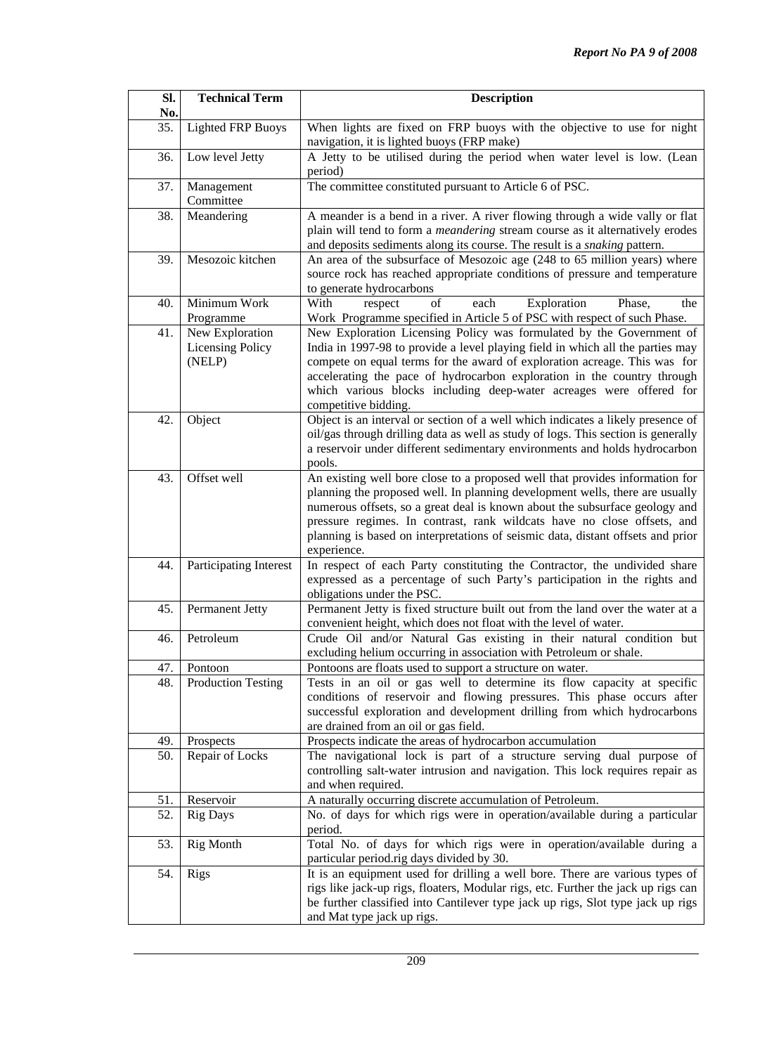| Sl. No. | Technical Term | Description |
|---|---|---|
| 35. | Lighted FRP Buoys | When lights are fixed on FRP buoys with the objective to use for night navigation, it is lighted buoys (FRP make) |
| 36. | Low level Jetty | A Jetty to be utilised during the period when water level is low. (Lean period) |
| 37. | Management Committee | The committee constituted pursuant to Article 6 of PSC. |
| 38. | Meandering | A meander is a bend in a river. A river flowing through a wide vally or flat plain will tend to form a *meandering* stream course as it alternatively erodes and deposits sediments along its course. The result is a *snaking* pattern. |
| 39. | Mesozoic kitchen | An area of the subsurface of Mesozoic age (248 to 65 million years) where source rock has reached appropriate conditions of pressure and temperature to generate hydrocarbons |
| 40. | Minimum Work Programme | With respect of each Exploration Phase, the Work Programme specified in Article 5 of PSC with respect of such Phase. |
| 41. | New Exploration Licensing Policy (NELP) | New Exploration Licensing Policy was formulated by the Government of India in 1997-98 to provide a level playing field in which all the parties may compete on equal terms for the award of exploration acreage. This was for accelerating the pace of hydrocarbon exploration in the country through which various blocks including deep-water acreages were offered for competitive bidding. |
| 42. | Object | Object is an interval or section of a well which indicates a likely presence of oil/gas through drilling data as well as study of logs. This section is generally a reservoir under different sedimentary environments and holds hydrocarbon pools. |
| 43. | Offset well | An existing well bore close to a proposed well that provides information for planning the proposed well. In planning development wells, there are usually numerous offsets, so a great deal is known about the subsurface geology and pressure regimes. In contrast, rank wildcats have no close offsets, and planning is based on interpretations of seismic data, distant offsets and prior experience. |
| 44. | Participating Interest | In respect of each Party constituting the Contractor, the undivided share expressed as a percentage of such Party's participation in the rights and obligations under the PSC. |
| 45. | Permanent Jetty | Permanent Jetty is fixed structure built out from the land over the water at a convenient height, which does not float with the level of water. |
| 46. | Petroleum | Crude Oil and/or Natural Gas existing in their natural condition but excluding helium occurring in association with Petroleum or shale. |
| 47. | Pontoon | Pontoons are floats used to support a structure on water. |
| 48. | Production Testing | Tests in an oil or gas well to determine its flow capacity at specific conditions of reservoir and flowing pressures. This phase occurs after successful exploration and development drilling from which hydrocarbons are drained from an oil or gas field. |
| 49. | Prospects | Prospects indicate the areas of hydrocarbon accumulation |
| 50. | Repair of Locks | The navigational lock is part of a structure serving dual purpose of controlling salt-water intrusion and navigation. This lock requires repair as and when required. |
| 51. | Reservoir | A naturally occurring discrete accumulation of Petroleum. |
| 52. | Rig Days | No. of days for which rigs were in operation/available during a particular period. |
| 53. | Rig Month | Total No. of days for which rigs were in operation/available during a particular period.rig days divided by 30. |
| 54. | Rigs | It is an equipment used for drilling a well bore. There are various types of rigs like jack-up rigs, floaters, Modular rigs, etc. Further the jack up rigs can be further classified into Cantilever type jack up rigs, Slot type jack up rigs and Mat type jack up rigs. |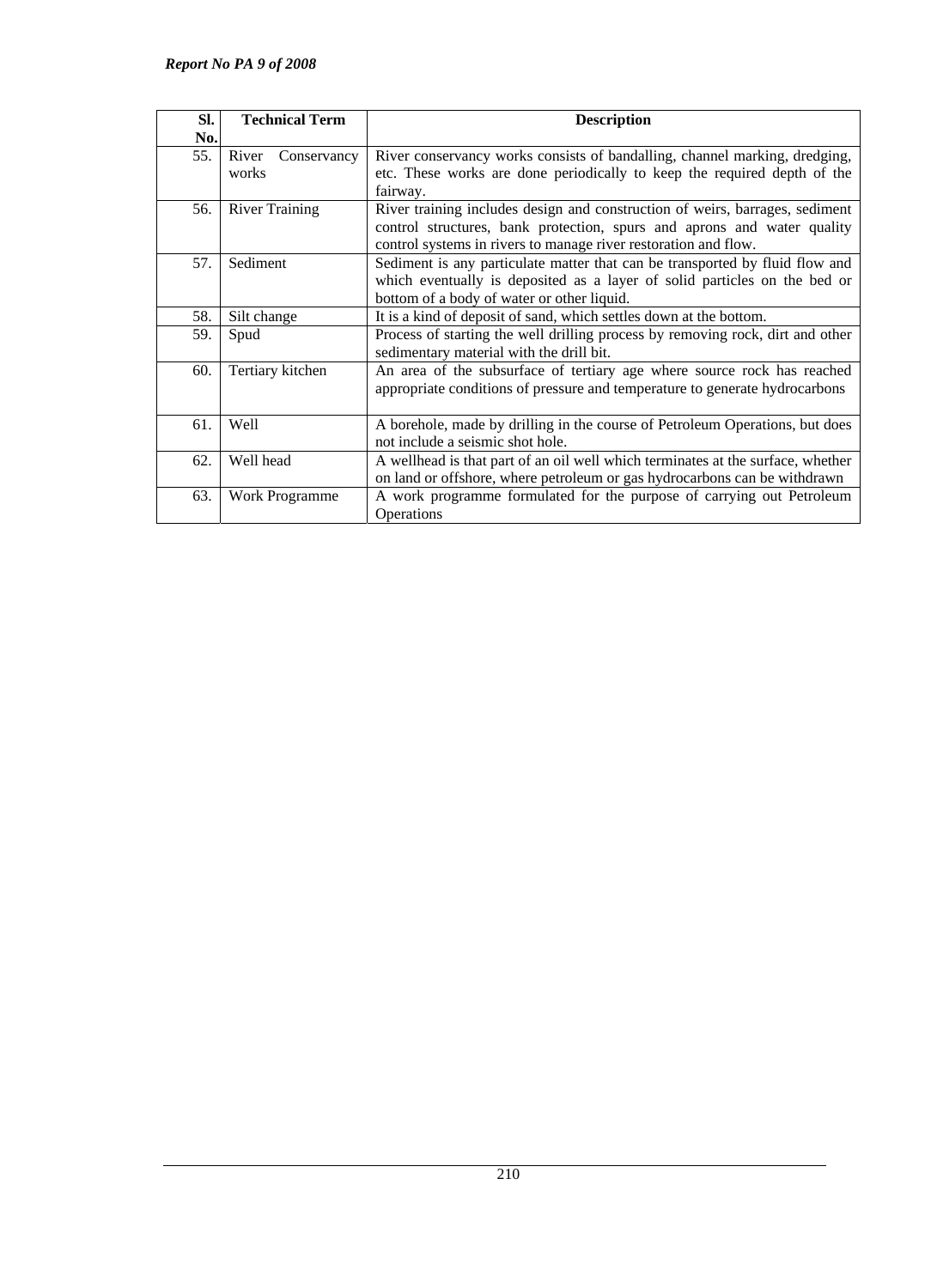| Sl. No. | Technical Term | Description |
|---|---|---|
| 55. | River Conservancy works | River conservancy works consists of bandalling, channel marking, dredging, etc. These works are done periodically to keep the required depth of the fairway. |
| 56. | River Training | River training includes design and construction of weirs, barrages, sediment control structures, bank protection, spurs and aprons and water quality control systems in rivers to manage river restoration and flow. |
| 57. | Sediment | Sediment is any particulate matter that can be transported by fluid flow and which eventually is deposited as a layer of solid particles on the bed or bottom of a body of water or other liquid. |
| 58. | Silt change | It is a kind of deposit of sand, which settles down at the bottom. |
| 59. | Spud | Process of starting the well drilling process by removing rock, dirt and other sedimentary material with the drill bit. |
| 60. | Tertiary kitchen | An area of the subsurface of tertiary age where source rock has reached appropriate conditions of pressure and temperature to generate hydrocarbons |
| 61. | Well | A borehole, made by drilling in the course of Petroleum Operations, but does not include a seismic shot hole. |
| 62. | Well head | A wellhead is that part of an oil well which terminates at the surface, whether on land or offshore, where petroleum or gas hydrocarbons can be withdrawn |
| 63. | Work Programme | A work programme formulated for the purpose of carrying out Petroleum Operations |